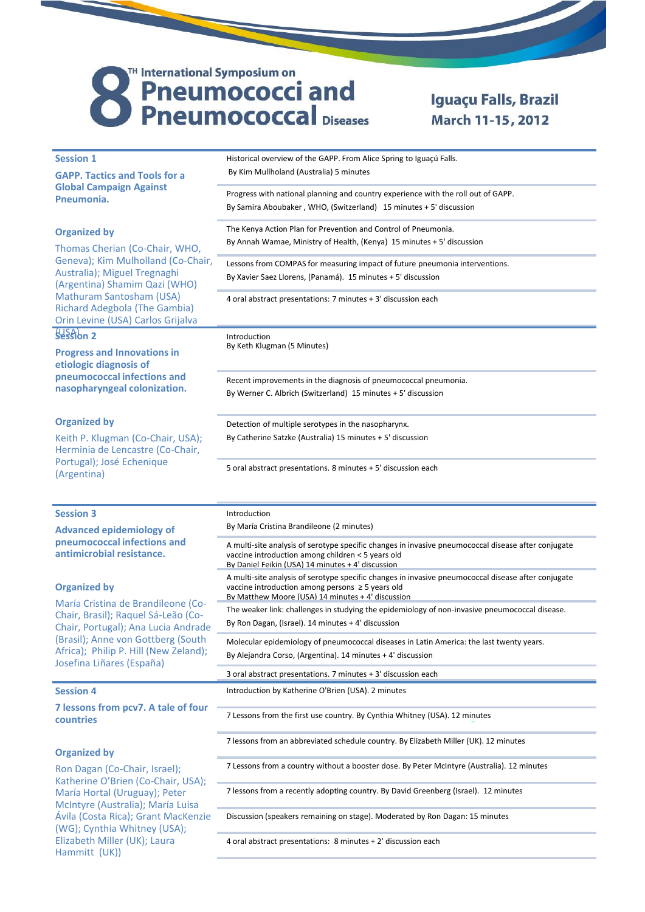# 8TH International Symposium on Pneumococci and Pneumococcal Diseases

## Iguaçu Falls, Brazil March 11-15, 2012

### Session 1

**GAPP. Tactics and Tools for a Global Campaign Against Pneumonia.**

**Organized by**

Thomas Cherian (Co-Chair, WHO, Geneva); Kim Mulholland (Co-Chair, Australia); Miguel Tregnaghi (Argentina) Shamim Qazi (WHO) Mathuram Santosham (USA) Richard Adegbola (The Gambia) Orin Levine (USA) Carlos Grijalva (USA)

- Historical overview of the GAPP. From Alice Spring to Iguaçú Falls. By Kim Mullholand (Australia) 5 minutes
- Progress with national planning and country experience with the roll out of GAPP. By Samira Aboubaker , WHO, (Switzerland) 15 minutes + 5' discussion
- The Kenya Action Plan for Prevention and Control of Pneumonia. By Annah Wamae, Ministry of Health, (Kenya) 15 minutes + 5' discussion
- Lessons from COMPAS for measuring impact of future pneumonia interventions. By Xavier Saez Llorens, (Panamá). 15 minutes + 5' discussion
- 4 oral abstract presentations: 7 minutes + 3' discussion each

### Session 2

**Progress and Innovations in etiologic diagnosis of pneumococcal infections and nasopharyngeal colonization.**

**Organized by**

Keith P. Klugman (Co-Chair, USA); Herminia de Lencastre (Co-Chair, Portugal); José Echenique (Argentina)

- Introduction By Keth Klugman (5 Minutes)
- Recent improvements in the diagnosis of pneumococcal pneumonia. By Werner C. Albrich (Switzerland) 15 minutes + 5' discussion
- Detection of multiple serotypes in the nasopharynx. By Catherine Satzke (Australia) 15 minutes + 5' discussion
- 5 oral abstract presentations. 8 minutes + 5' discussion each

### Session 3

**Advanced epidemiology of pneumococcal infections and antimicrobial resistance.**

**Organized by**

María Cristina de Brandileone (Co-Chair, Brasil); Raquel Sá-Leão (Co-Chair, Portugal); Ana Lucia Andrade (Brasil); Anne von Gottberg (South Africa); Philip P. Hill (New Zeland); Josefina Liñares (España)

- Introduction By María Cristina Brandileone (2 minutes)
- A multi-site analysis of serotype specific changes in invasive pneumococcal disease after conjugate vaccine introduction among children < 5 years old By Daniel Feikin (USA) 14 minutes + 4' discussion
- A multi-site analysis of serotype specific changes in invasive pneumococcal disease after conjugate vaccine introduction among persons ≥ 5 years old By Matthew Moore (USA) 14 minutes + 4' discussion
- The weaker link: challenges in studying the epidemiology of non-invasive pneumococcal disease. By Ron Dagan, (Israel). 14 minutes + 4' discussion
- Molecular epidemiology of pneumococcal diseases in Latin America: the last twenty years. By Alejandra Corso, (Argentina). 14 minutes + 4' discussion
- 3 oral abstract presentations. 7 minutes + 3' discussion each

### Session 4

**7 lessons from pcv7. A tale of four countries**

**Organized by**

Ron Dagan (Co-Chair, Israel); Katherine O'Brien (Co-Chair, USA); María Hortal (Uruguay); Peter McIntyre (Australia); María Luisa Ávila (Costa Rica); Grant MacKenzie (WG); Cynthia Whitney (USA); Elizabeth Miller (UK); Laura Hammitt (UK))

- Introduction by Katherine O'Brien (USA). 2 minutes
- 7 Lessons from the first use country. By Cynthia Whitney (USA). 12 minutes
- 7 lessons from an abbreviated schedule country. By Elizabeth Miller (UK). 12 minutes
- 7 Lessons from a country without a booster dose. By Peter McIntyre (Australia). 12 minutes
- 7 lessons from a recently adopting country. By David Greenberg (Israel). 12 minutes
- Discussion (speakers remaining on stage). Moderated by Ron Dagan: 15 minutes
- 4 oral abstract presentations: 8 minutes + 2' discussion each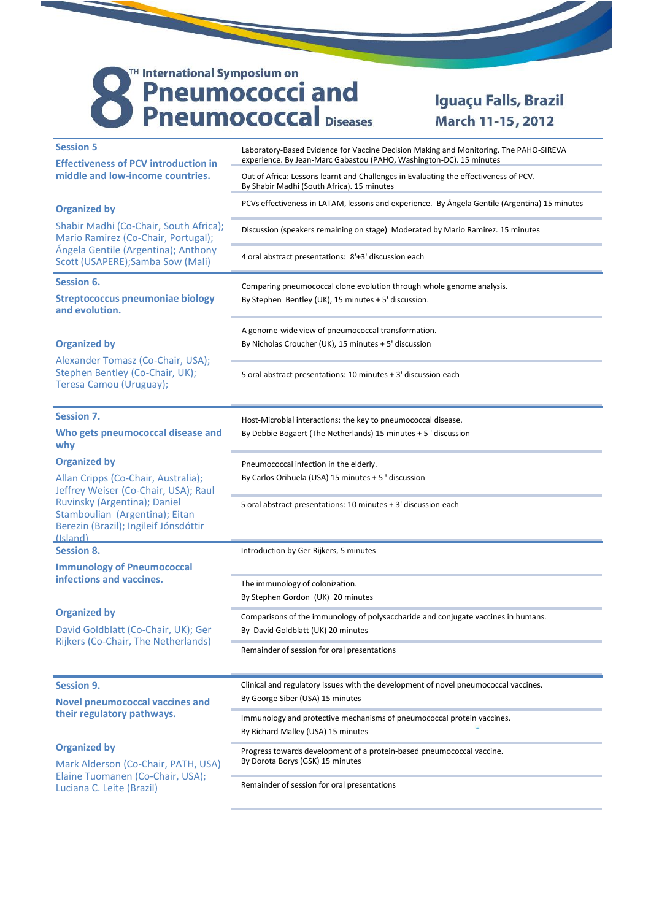# 8[TH] International Symposium on Pneumococci and Pneumococcal Diseases

**Iguaçu Falls, Brazil**
**March 11-15, 2012**

| | |
|---|---|
| **Session 5**<br><br>**Effectiveness of PCV introduction in middle and low-income countries.**<br><br>**Organized by**<br><br>Shabir Madhi (Co-Chair, South Africa); Mario Ramirez (Co-Chair, Portugal); Ángela Gentile (Argentina); Anthony Scott (USAPERE);Samba Sow (Mali) | Laboratory-Based Evidence for Vaccine Decision Making and Monitoring. The PAHO-SIREVA experience. By Jean-Marc Gabastou (PAHO, Washington-DC). 15 minutes<br><br>Out of Africa: Lessons learnt and Challenges in Evaluating the effectiveness of PCV. By Shabir Madhi (South Africa). 15 minutes<br><br>PCVs effectiveness in LATAM, lessons and experience. By Ángela Gentile (Argentina) 15 minutes<br><br>Discussion (speakers remaining on stage) Moderated by Mario Ramirez. 15 minutes<br><br>4 oral abstract presentations: 8'+3' discussion each |
| **Session 6.**<br><br>**Streptococcus pneumoniae biology and evolution.**<br><br>**Organized by**<br><br>Alexander Tomasz (Co-Chair, USA); Stephen Bentley (Co-Chair, UK); Teresa Camou (Uruguay); | Comparing pneumococcal clone evolution through whole genome analysis. By Stephen Bentley (UK), 15 minutes + 5' discussion.<br><br>A genome-wide view of pneumococcal transformation. By Nicholas Croucher (UK), 15 minutes + 5' discussion<br><br>5 oral abstract presentations: 10 minutes + 3' discussion each |
| **Session 7.**<br><br>**Who gets pneumococcal disease and why**<br><br>**Organized by**<br><br>Allan Cripps (Co-Chair, Australia); Jeffrey Weiser (Co-Chair, USA); Raul Ruvinsky (Argentina); Daniel Stamboulian (Argentina); Eitan Berezin (Brazil); Ingileif Jónsdóttir (Island) | Host-Microbial interactions: the key to pneumococcal disease. By Debbie Bogaert (The Netherlands) 15 minutes + 5 ' discussion<br><br>Pneumococcal infection in the elderly. By Carlos Orihuela (USA) 15 minutes + 5 ' discussion<br><br>5 oral abstract presentations: 10 minutes + 3' discussion each |
| **Session 8.**<br><br>**Immunology of Pneumococcal infections and vaccines.**<br><br>**Organized by**<br><br>David Goldblatt (Co-Chair, UK); Ger Rijkers (Co-Chair, The Netherlands) | Introduction by Ger Rijkers, 5 minutes<br><br>The immunology of colonization. By Stephen Gordon (UK) 20 minutes<br><br>Comparisons of the immunology of polysaccharide and conjugate vaccines in humans. By David Goldblatt (UK) 20 minutes<br><br>Remainder of session for oral presentations |
| **Session 9.**<br><br>**Novel pneumococcal vaccines and their regulatory pathways.**<br><br>**Organized by**<br><br>Mark Alderson (Co-Chair, PATH, USA) Elaine Tuomanen (Co-Chair, USA); Luciana C. Leite (Brazil) | Clinical and regulatory issues with the development of novel pneumococcal vaccines. By George Siber (USA) 15 minutes<br><br>Immunology and protective mechanisms of pneumococcal protein vaccines. By Richard Malley (USA) 15 minutes<br><br>Progress towards development of a protein-based pneumococcal vaccine. By Dorota Borys (GSK) 15 minutes<br><br>Remainder of session for oral presentations |